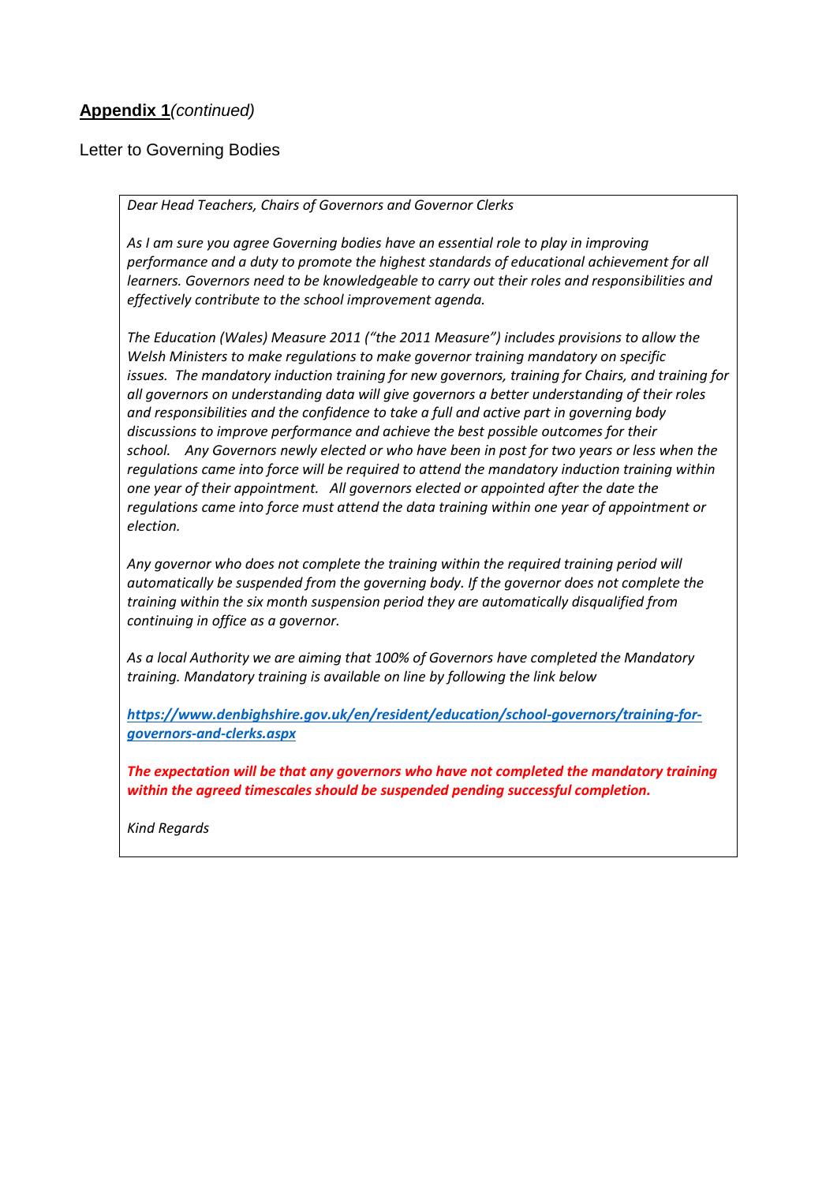**Appendix 1** *(continued)*

Letter to Governing Bodies

*Dear Head Teachers, Chairs of Governors and Governor Clerks*

*As I am sure you agree Governing bodies have an essential role to play in improving performance and a duty to promote the highest standards of educational achievement for all learners. Governors need to be knowledgeable to carry out their roles and responsibilities and effectively contribute to the school improvement agenda.*

*The Education (Wales) Measure 2011 ("the 2011 Measure") includes provisions to allow the Welsh Ministers to make regulations to make governor training mandatory on specific issues. The mandatory induction training for new governors, training for Chairs, and training for all governors on understanding data will give governors a better understanding of their roles and responsibilities and the confidence to take a full and active part in governing body discussions to improve performance and achieve the best possible outcomes for their school. Any Governors newly elected or who have been in post for two years or less when the regulations came into force will be required to attend the mandatory induction training within one year of their appointment. All governors elected or appointed after the date the regulations came into force must attend the data training within one year of appointment or election.*

*Any governor who does not complete the training within the required training period will automatically be suspended from the governing body. If the governor does not complete the training within the six month suspension period they are automatically disqualified from continuing in office as a governor.*

*As a local Authority we are aiming that 100% of Governors have completed the Mandatory training. Mandatory training is available on line by following the link below*

***https://www.denbighshire.gov.uk/en/resident/education/school-governors/training-for-governors-and-clerks.aspx***

***The expectation will be that any governors who have not completed the mandatory training within the agreed timescales should be suspended pending successful completion.***

*Kind Regards*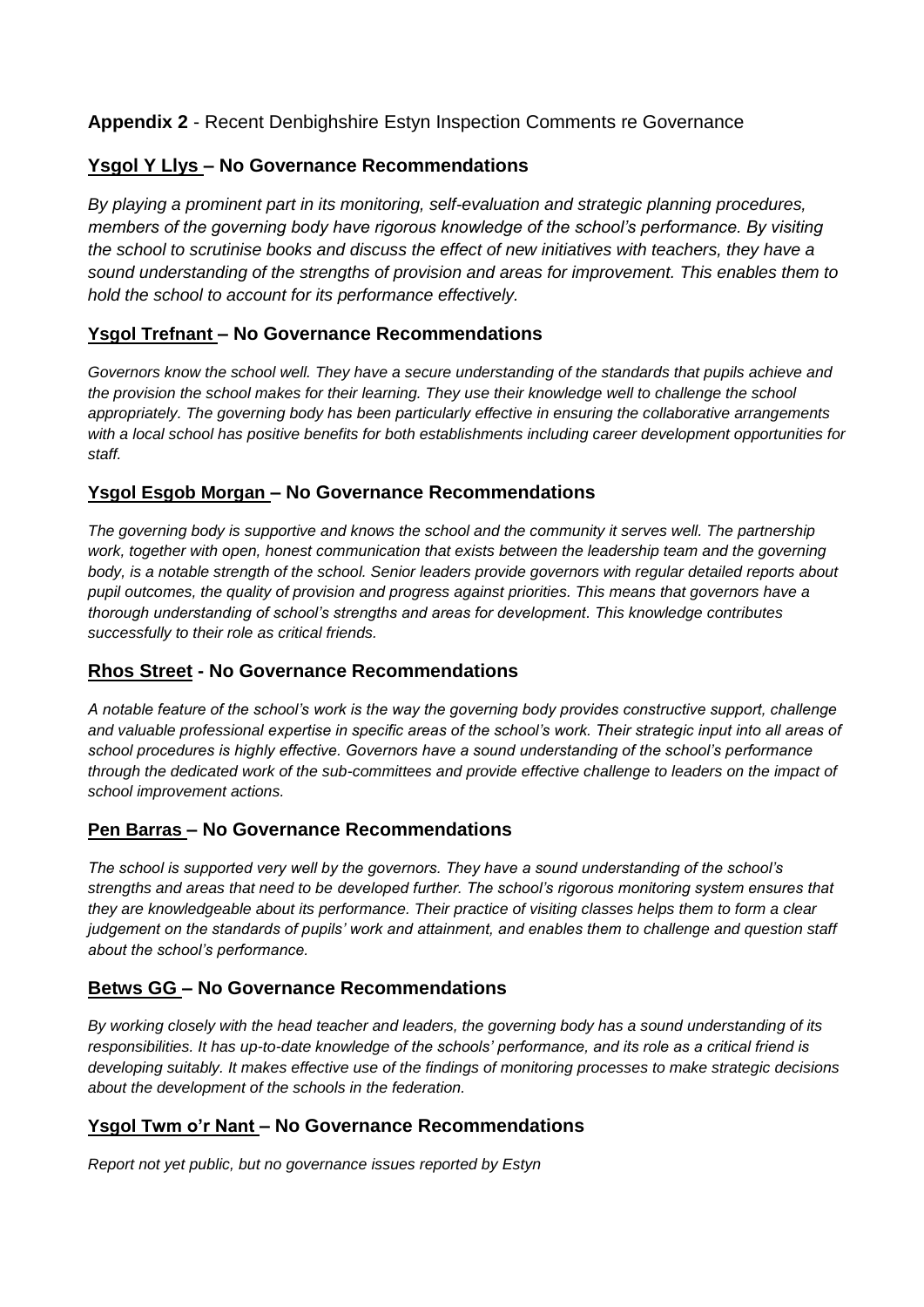**Appendix 2** - Recent Denbighshire Estyn Inspection Comments re Governance

### Ysgol Y Llys – No Governance Recommendations

*By playing a prominent part in its monitoring, self-evaluation and strategic planning procedures, members of the governing body have rigorous knowledge of the school's performance. By visiting the school to scrutinise books and discuss the effect of new initiatives with teachers, they have a sound understanding of the strengths of provision and areas for improvement. This enables them to hold the school to account for its performance effectively.*

### Ysgol Trefnant – No Governance Recommendations

*Governors know the school well. They have a secure understanding of the standards that pupils achieve and the provision the school makes for their learning. They use their knowledge well to challenge the school appropriately. The governing body has been particularly effective in ensuring the collaborative arrangements with a local school has positive benefits for both establishments including career development opportunities for staff.*

### Ysgol Esgob Morgan – No Governance Recommendations

*The governing body is supportive and knows the school and the community it serves well. The partnership work, together with open, honest communication that exists between the leadership team and the governing body, is a notable strength of the school. Senior leaders provide governors with regular detailed reports about pupil outcomes, the quality of provision and progress against priorities. This means that governors have a thorough understanding of school's strengths and areas for development. This knowledge contributes successfully to their role as critical friends.*

### Rhos Street - No Governance Recommendations

*A notable feature of the school's work is the way the governing body provides constructive support, challenge and valuable professional expertise in specific areas of the school's work. Their strategic input into all areas of school procedures is highly effective. Governors have a sound understanding of the school's performance through the dedicated work of the sub-committees and provide effective challenge to leaders on the impact of school improvement actions.*

### Pen Barras – No Governance Recommendations

*The school is supported very well by the governors. They have a sound understanding of the school's strengths and areas that need to be developed further. The school's rigorous monitoring system ensures that they are knowledgeable about its performance. Their practice of visiting classes helps them to form a clear judgement on the standards of pupils' work and attainment, and enables them to challenge and question staff about the school's performance.*

### Betws GG – No Governance Recommendations

*By working closely with the head teacher and leaders, the governing body has a sound understanding of its responsibilities. It has up-to-date knowledge of the schools' performance, and its role as a critical friend is developing suitably. It makes effective use of the findings of monitoring processes to make strategic decisions about the development of the schools in the federation.*

### Ysgol Twm o'r Nant – No Governance Recommendations

*Report not yet public, but no governance issues reported by Estyn*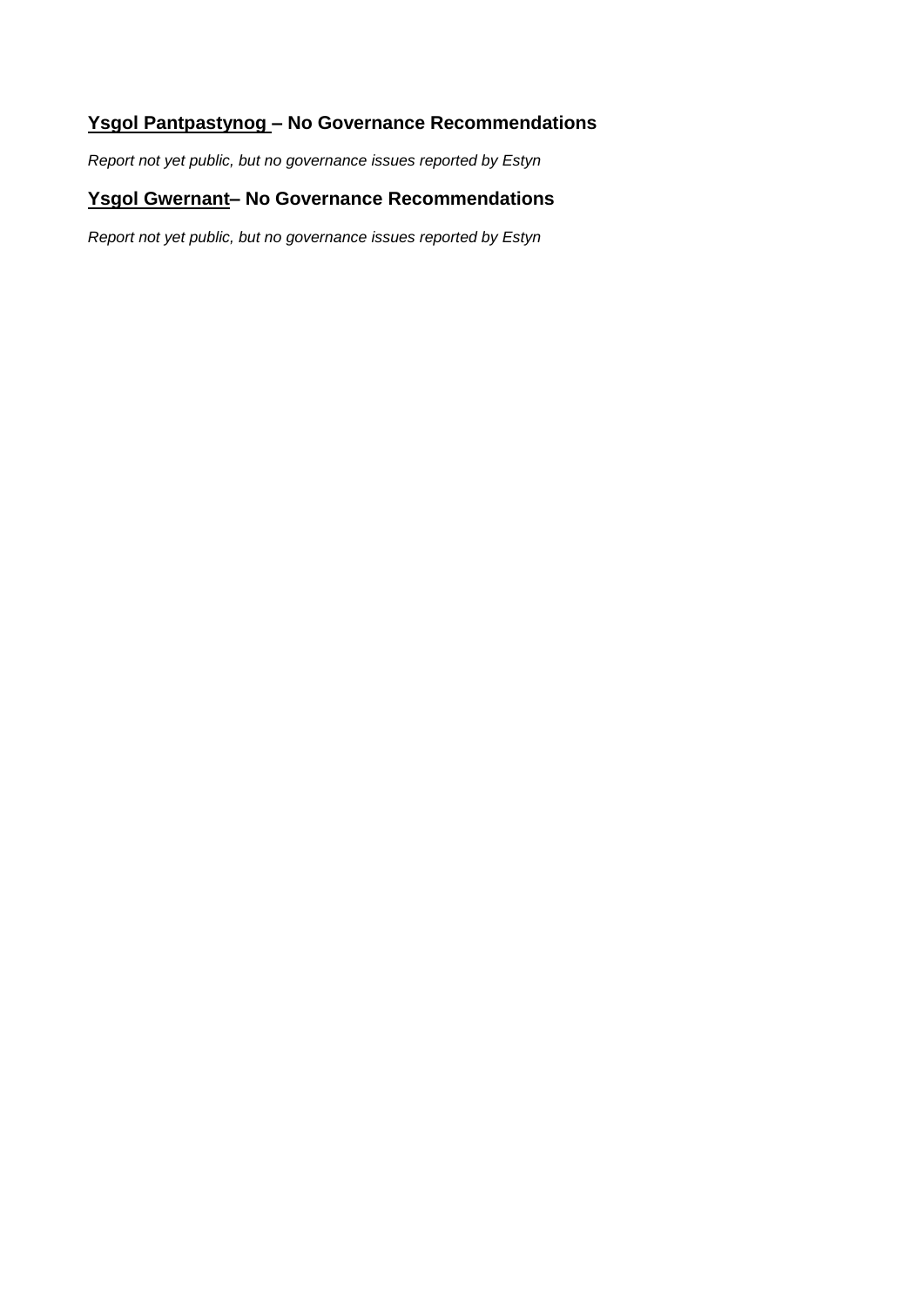## Ysgol Pantpastynog – No Governance Recommendations

*Report not yet public, but no governance issues reported by Estyn*

## Ysgol Gwernant– No Governance Recommendations

*Report not yet public, but no governance issues reported by Estyn*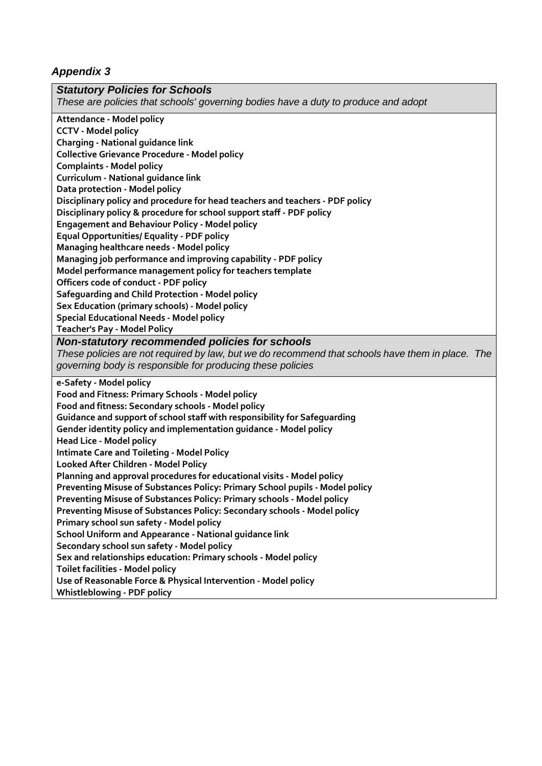*Appendix 3*

| ***Statutory Policies for Schools***<br>*These are policies that schools' governing bodies have a duty to produce and adopt* |
|---|
| **Attendance - Model policy**<br>**CCTV - Model policy**<br>**Charging - National guidance link**<br>**Collective Grievance Procedure - Model policy**<br>**Complaints - Model policy**<br>**Curriculum - National guidance link**<br>**Data protection - Model policy**<br>**Disciplinary policy and procedure for head teachers and teachers - PDF policy**<br>**Disciplinary policy & procedure for school support staff - PDF policy**<br>**Engagement and Behaviour Policy - Model policy**<br>**Equal Opportunities/ Equality - PDF policy**<br>**Managing healthcare needs - Model policy**<br>**Managing job performance and improving capability - PDF policy**<br>**Model performance management policy for teachers template**<br>**Officers code of conduct - PDF policy**<br>**Safeguarding and Child Protection - Model policy**<br>**Sex Education (primary schools) - Model policy**<br>**Special Educational Needs - Model policy**<br>**Teacher's Pay - Model Policy** |
| ***Non-statutory recommended policies for schools***<br>*These policies are not required by law, but we do recommend that schools have them in place. The governing body is responsible for producing these policies* |
| **e-Safety - Model policy**<br>**Food and Fitness: Primary Schools - Model policy**<br>**Food and fitness: Secondary schools - Model policy**<br>**Guidance and support of school staff with responsibility for Safeguarding**<br>**Gender identity policy and implementation guidance - Model policy**<br>**Head Lice - Model policy**<br>**Intimate Care and Toileting - Model Policy**<br>**Looked After Children - Model Policy**<br>**Planning and approval procedures for educational visits - Model policy**<br>**Preventing Misuse of Substances Policy: Primary School pupils - Model policy**<br>**Preventing Misuse of Substances Policy: Primary schools - Model policy**<br>**Preventing Misuse of Substances Policy: Secondary schools - Model policy**<br>**Primary school sun safety - Model policy**<br>**School Uniform and Appearance - National guidance link**<br>**Secondary school sun safety - Model policy**<br>**Sex and relationships education: Primary schools - Model policy**<br>**Toilet facilities - Model policy**<br>**Use of Reasonable Force & Physical Intervention - Model policy**<br>**Whistleblowing - PDF policy** |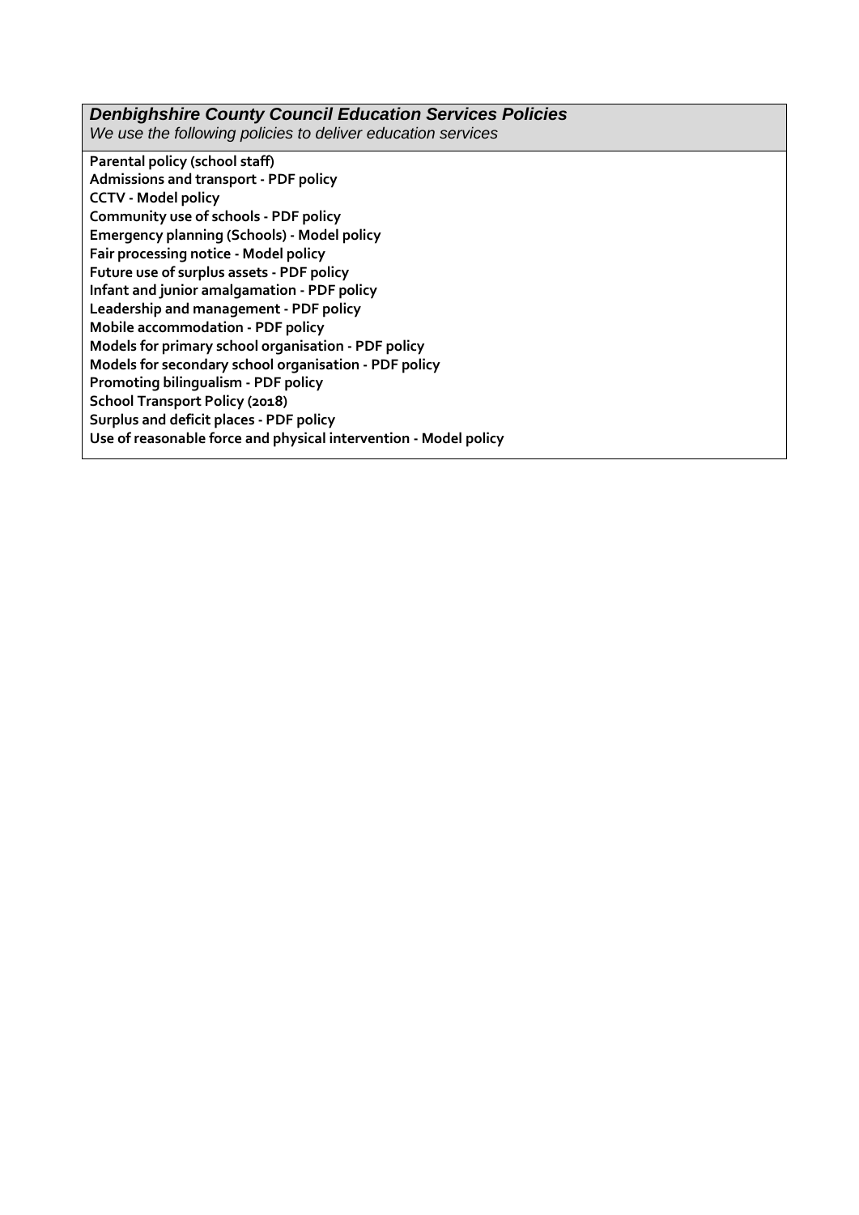### *Denbighshire County Council Education Services Policies*

*We use the following policies to deliver education services*

**Parental policy (school staff)**
**Admissions and transport - PDF policy**
**CCTV - Model policy**
**Community use of schools - PDF policy**
**Emergency planning (Schools) - Model policy**
**Fair processing notice - Model policy**
**Future use of surplus assets - PDF policy**
**Infant and junior amalgamation - PDF policy**
**Leadership and management - PDF policy**
**Mobile accommodation - PDF policy**
**Models for primary school organisation - PDF policy**
**Models for secondary school organisation - PDF policy**
**Promoting bilingualism - PDF policy**
**School Transport Policy (2018)**
**Surplus and deficit places - PDF policy**
**Use of reasonable force and physical intervention - Model policy**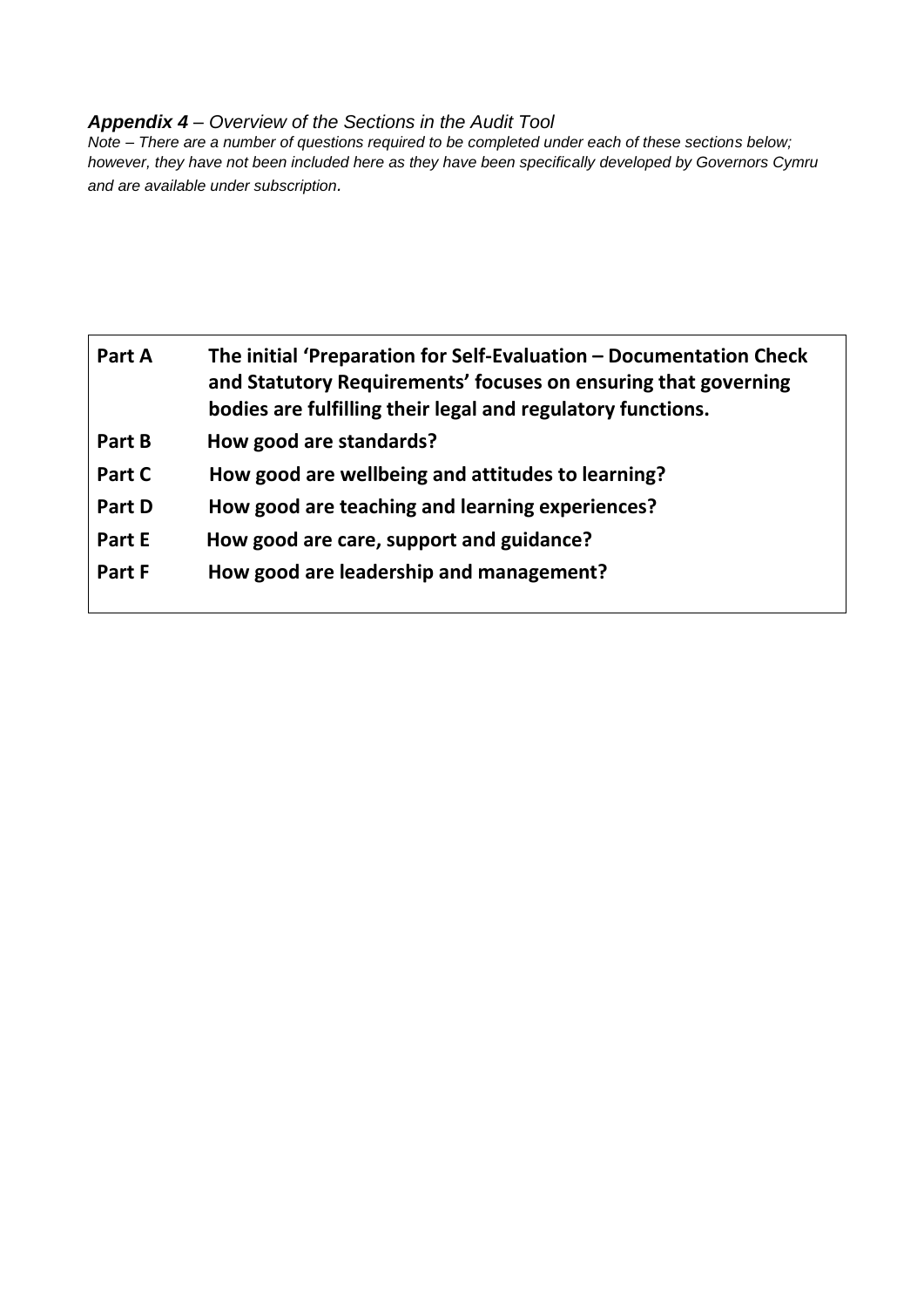***Appendix 4** – Overview of the Sections in the Audit Tool*

*Note – There are a number of questions required to be completed under each of these sections below; however, they have not been included here as they have been specifically developed by Governors Cymru and are available under subscription.*

| | |
|---|---|
| **Part A** | **The initial 'Preparation for Self-Evaluation – Documentation Check and Statutory Requirements' focuses on ensuring that governing bodies are fulfilling their legal and regulatory functions.** |
| **Part B** | **How good are standards?** |
| **Part C** | **How good are wellbeing and attitudes to learning?** |
| **Part D** | **How good are teaching and learning experiences?** |
| **Part E** | **How good are care, support and guidance?** |
| **Part F** | **How good are leadership and management?** |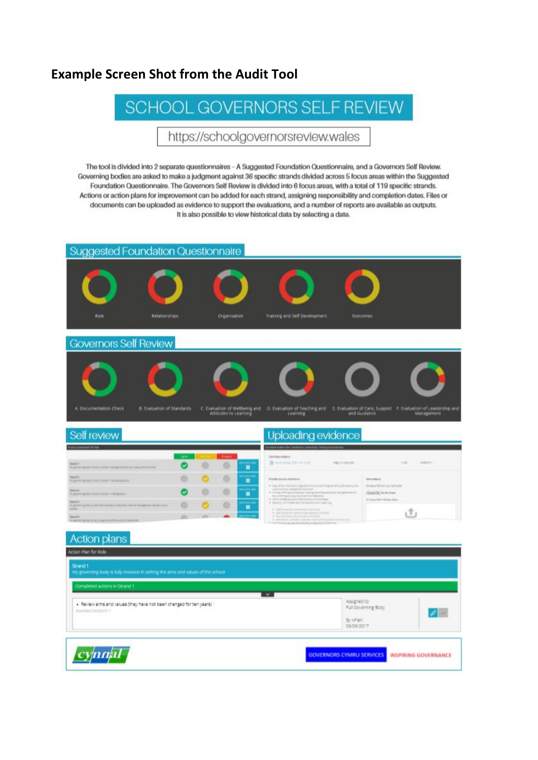## Example Screen Shot from the Audit Tool

SCHOOL GOVERNORS SELF REVIEW

https://schoolgovernorsreview.wales

The tool is divided into 2 separate questionnaires - A Suggested Foundation Questionnaire, and a Governors Self Review. Governing bodies are asked to make a judgment against 36 specific strands divided across 5 focus areas within the Suggested Foundation Questionnaire. The Governors Self Review is divided into 6 focus areas, with a total of 119 specific strands. Actions or action plans for improvement can be added for each strand, assigning responsibility and completion dates. Files or documents can be uploaded as evidence to support the evaluations, and a number of reports are available as outputs. It is also possible to view historical data by selecting a date.

Suggested Foundation Questionnaire

Role
Relationships
Organisation
Training and Self Development
Outcomes

Governors Self Review

A. Documentation Check
B. Evaluation of Standards
C. Evaluation of Wellbeing and Attitudes to Learning
D. Evaluation of Teaching and Learning
E. Evaluation of Care, Support and Guidance
F. Evaluation of Leadership and Management

Self review

Uploading evidence

Action plans

Action Plan for Role

Strand 1
My governing body is fully involved in setting the aims and values of the school

Completed actions in Strand 1

- Review aims and values (they have not been changed for ten years)

Assigned to:
Full Governing Body

By when:
08/09/2017

cynnal

GOVERNORS CYMRU SERVICES
INSPIRING GOVERNANCE